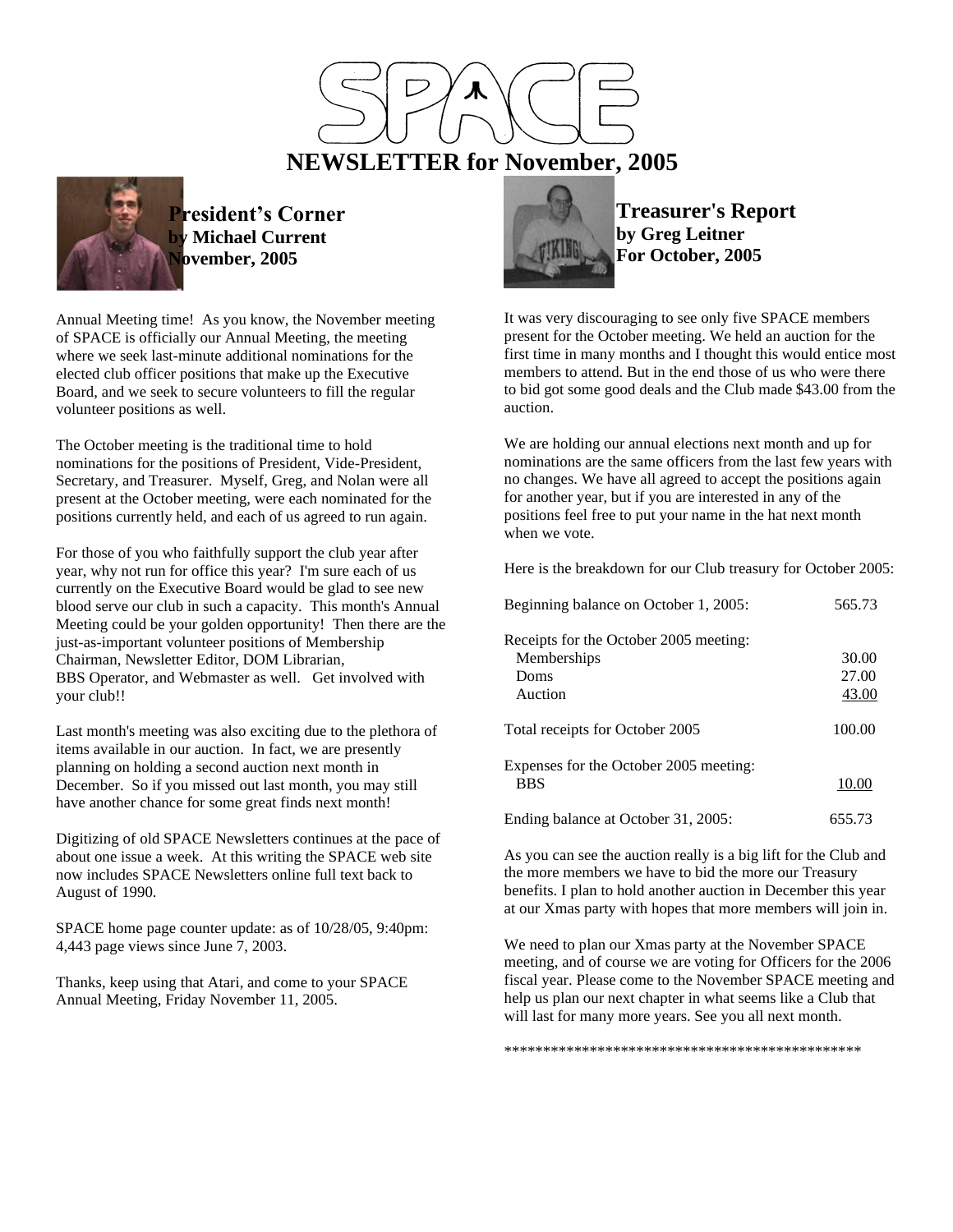# SPACE

## NEWSLETTER for November, 2005

### President's Corner
**by Michael Current**
**November, 2005**

Annual Meeting time! As you know, the November meeting of SPACE is officially our Annual Meeting, the meeting where we seek last-minute additional nominations for the elected club officer positions that make up the Executive Board, and we seek to secure volunteers to fill the regular volunteer positions as well.

The October meeting is the traditional time to hold nominations for the positions of President, Vide-President, Secretary, and Treasurer. Myself, Greg, and Nolan were all present at the October meeting, were each nominated for the positions currently held, and each of us agreed to run again.

For those of you who faithfully support the club year after year, why not run for office this year? I'm sure each of us currently on the Executive Board would be glad to see new blood serve our club in such a capacity. This month's Annual Meeting could be your golden opportunity! Then there are the just-as-important volunteer positions of Membership Chairman, Newsletter Editor, DOM Librarian, BBS Operator, and Webmaster as well. Get involved with your club!!

Last month's meeting was also exciting due to the plethora of items available in our auction. In fact, we are presently planning on holding a second auction next month in December. So if you missed out last month, you may still have another chance for some great finds next month!

Digitizing of old SPACE Newsletters continues at the pace of about one issue a week. At this writing the SPACE web site now includes SPACE Newsletters online full text back to August of 1990.

SPACE home page counter update: as of 10/28/05, 9:40pm: 4,443 page views since June 7, 2003.

Thanks, keep using that Atari, and come to your SPACE Annual Meeting, Friday November 11, 2005.

### Treasurer's Report
**by Greg Leitner**
**For October, 2005**

It was very discouraging to see only five SPACE members present for the October meeting. We held an auction for the first time in many months and I thought this would entice most members to attend. But in the end those of us who were there to bid got some good deals and the Club made $43.00 from the auction.

We are holding our annual elections next month and up for nominations are the same officers from the last few years with no changes. We have all agreed to accept the positions again for another year, but if you are interested in any of the positions feel free to put your name in the hat next month when we vote.

Here is the breakdown for our Club treasury for October 2005:

| | |
|---|---|
| Beginning balance on October 1, 2005: | 565.73 |
| Receipts for the October 2005 meeting: | |
| Memberships | 30.00 |
| Doms | 27.00 |
| Auction | 43.00 |
| Total receipts for October 2005 | 100.00 |
| Expenses for the October 2005 meeting: | |
| BBS | 10.00 |
| Ending balance at October 31, 2005: | 655.73 |

As you can see the auction really is a big lift for the Club and the more members we have to bid the more our Treasury benefits. I plan to hold another auction in December this year at our Xmas party with hopes that more members will join in.

We need to plan our Xmas party at the November SPACE meeting, and of course we are voting for Officers for the 2006 fiscal year. Please come to the November SPACE meeting and help us plan our next chapter in what seems like a Club that will last for many more years. See you all next month.

**********************************************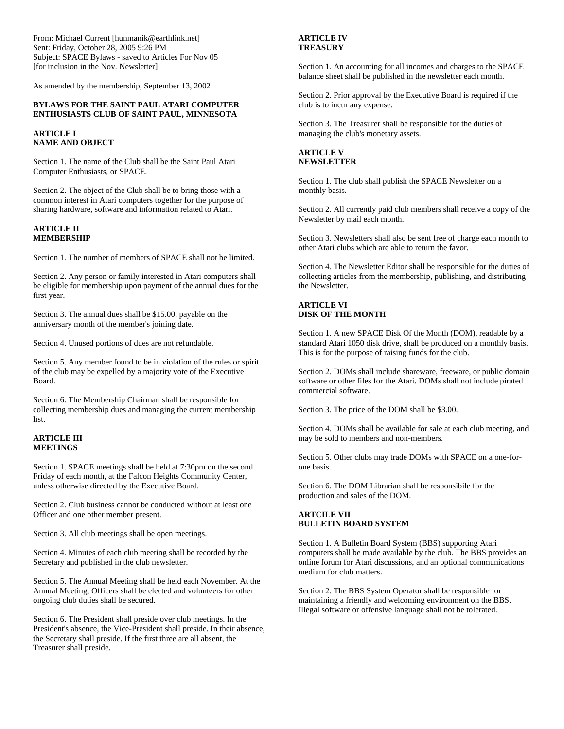From: Michael Current [hunmanik@earthlink.net]
Sent: Friday, October 28, 2005 9:26 PM
Subject: SPACE Bylaws - saved to Articles For Nov 05
[for inclusion in the Nov. Newsletter]

As amended by the membership, September 13, 2002

**BYLAWS FOR THE SAINT PAUL ATARI COMPUTER ENTHUSIASTS CLUB OF SAINT PAUL, MINNESOTA**

**ARTICLE I**
**NAME AND OBJECT**

Section 1. The name of the Club shall be the Saint Paul Atari Computer Enthusiasts, or SPACE.

Section 2. The object of the Club shall be to bring those with a common interest in Atari computers together for the purpose of sharing hardware, software and information related to Atari.

**ARTICLE II**
**MEMBERSHIP**

Section 1. The number of members of SPACE shall not be limited.

Section 2. Any person or family interested in Atari computers shall be eligible for membership upon payment of the annual dues for the first year.

Section 3. The annual dues shall be $15.00, payable on the anniversary month of the member's joining date.

Section 4. Unused portions of dues are not refundable.

Section 5. Any member found to be in violation of the rules or spirit of the club may be expelled by a majority vote of the Executive Board.

Section 6. The Membership Chairman shall be responsible for collecting membership dues and managing the current membership list.

**ARTICLE III**
**MEETINGS**

Section 1. SPACE meetings shall be held at 7:30pm on the second Friday of each month, at the Falcon Heights Community Center, unless otherwise directed by the Executive Board.

Section 2. Club business cannot be conducted without at least one Officer and one other member present.

Section 3. All club meetings shall be open meetings.

Section 4. Minutes of each club meeting shall be recorded by the Secretary and published in the club newsletter.

Section 5. The Annual Meeting shall be held each November. At the Annual Meeting, Officers shall be elected and volunteers for other ongoing club duties shall be secured.

Section 6. The President shall preside over club meetings. In the President's absence, the Vice-President shall preside. In their absence, the Secretary shall preside. If the first three are all absent, the Treasurer shall preside.

**ARTICLE IV**
**TREASURY**

Section 1. An accounting for all incomes and charges to the SPACE balance sheet shall be published in the newsletter each month.

Section 2. Prior approval by the Executive Board is required if the club is to incur any expense.

Section 3. The Treasurer shall be responsible for the duties of managing the club's monetary assets.

**ARTICLE V**
**NEWSLETTER**

Section 1. The club shall publish the SPACE Newsletter on a monthly basis.

Section 2. All currently paid club members shall receive a copy of the Newsletter by mail each month.

Section 3. Newsletters shall also be sent free of charge each month to other Atari clubs which are able to return the favor.

Section 4. The Newsletter Editor shall be responsible for the duties of collecting articles from the membership, publishing, and distributing the Newsletter.

**ARTICLE VI**
**DISK OF THE MONTH**

Section 1. A new SPACE Disk Of the Month (DOM), readable by a standard Atari 1050 disk drive, shall be produced on a monthly basis. This is for the purpose of raising funds for the club.

Section 2. DOMs shall include shareware, freeware, or public domain software or other files for the Atari. DOMs shall not include pirated commercial software.

Section 3. The price of the DOM shall be $3.00.

Section 4. DOMs shall be available for sale at each club meeting, and may be sold to members and non-members.

Section 5. Other clubs may trade DOMs with SPACE on a one-for-one basis.

Section 6. The DOM Librarian shall be responsibile for the production and sales of the DOM.

**ARTCILE VII**
**BULLETIN BOARD SYSTEM**

Section 1. A Bulletin Board System (BBS) supporting Atari computers shall be made available by the club. The BBS provides an online forum for Atari discussions, and an optional communications medium for club matters.

Section 2. The BBS System Operator shall be responsible for maintaining a friendly and welcoming environment on the BBS. Illegal software or offensive language shall not be tolerated.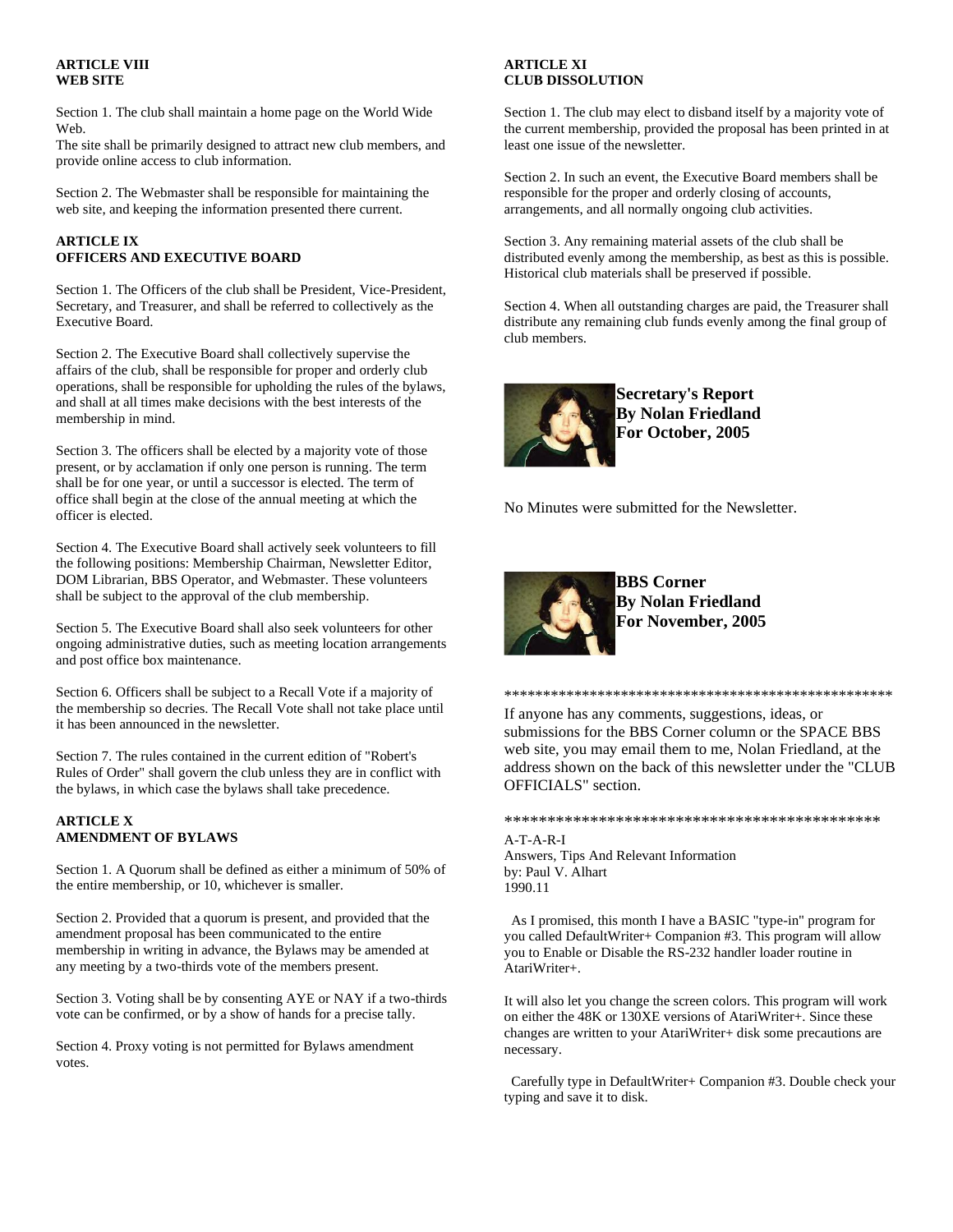### ARTICLE VIII
### WEB SITE

Section 1. The club shall maintain a home page on the World Wide Web.
The site shall be primarily designed to attract new club members, and provide online access to club information.

Section 2. The Webmaster shall be responsible for maintaining the web site, and keeping the information presented there current.

### ARTICLE IX
### OFFICERS AND EXECUTIVE BOARD

Section 1. The Officers of the club shall be President, Vice-President, Secretary, and Treasurer, and shall be referred to collectively as the Executive Board.

Section 2. The Executive Board shall collectively supervise the affairs of the club, shall be responsible for proper and orderly club operations, shall be responsible for upholding the rules of the bylaws, and shall at all times make decisions with the best interests of the membership in mind.

Section 3. The officers shall be elected by a majority vote of those present, or by acclamation if only one person is running. The term shall be for one year, or until a successor is elected. The term of office shall begin at the close of the annual meeting at which the officer is elected.

Section 4. The Executive Board shall actively seek volunteers to fill the following positions: Membership Chairman, Newsletter Editor, DOM Librarian, BBS Operator, and Webmaster. These volunteers shall be subject to the approval of the club membership.

Section 5. The Executive Board shall also seek volunteers for other ongoing administrative duties, such as meeting location arrangements and post office box maintenance.

Section 6. Officers shall be subject to a Recall Vote if a majority of the membership so decries. The Recall Vote shall not take place until it has been announced in the newsletter.

Section 7. The rules contained in the current edition of "Robert's Rules of Order" shall govern the club unless they are in conflict with the bylaws, in which case the bylaws shall take precedence.

### ARTICLE X
### AMENDMENT OF BYLAWS

Section 1. A Quorum shall be defined as either a minimum of 50% of the entire membership, or 10, whichever is smaller.

Section 2. Provided that a quorum is present, and provided that the amendment proposal has been communicated to the entire membership in writing in advance, the Bylaws may be amended at any meeting by a two-thirds vote of the members present.

Section 3. Voting shall be by consenting AYE or NAY if a two-thirds vote can be confirmed, or by a show of hands for a precise tally.

Section 4. Proxy voting is not permitted for Bylaws amendment votes.

### ARTICLE XI
### CLUB DISSOLUTION

Section 1. The club may elect to disband itself by a majority vote of the current membership, provided the proposal has been printed in at least one issue of the newsletter.

Section 2. In such an event, the Executive Board members shall be responsible for the proper and orderly closing of accounts, arrangements, and all normally ongoing club activities.

Section 3. Any remaining material assets of the club shall be distributed evenly among the membership, as best as this is possible. Historical club materials shall be preserved if possible.

Section 4. When all outstanding charges are paid, the Treasurer shall distribute any remaining club funds evenly among the final group of club members.

## Secretary's Report
## By Nolan Friedland
## For October, 2005

No Minutes were submitted for the Newsletter.

## BBS Corner
## By Nolan Friedland
## For November, 2005

***************************************************

If anyone has any comments, suggestions, ideas, or submissions for the BBS Corner column or the SPACE BBS web site, you may email them to me, Nolan Friedland, at the address shown on the back of this newsletter under the "CLUB OFFICIALS" section.

*********************************************

A-T-A-R-I
Answers, Tips And Relevant Information
by: Paul V. Alhart
1990.11

As I promised, this month I have a BASIC "type-in" program for you called DefaultWriter+ Companion #3. This program will allow you to Enable or Disable the RS-232 handler loader routine in AtariWriter+.

It will also let you change the screen colors. This program will work on either the 48K or 130XE versions of AtariWriter+. Since these changes are written to your AtariWriter+ disk some precautions are necessary.

Carefully type in DefaultWriter+ Companion #3. Double check your typing and save it to disk.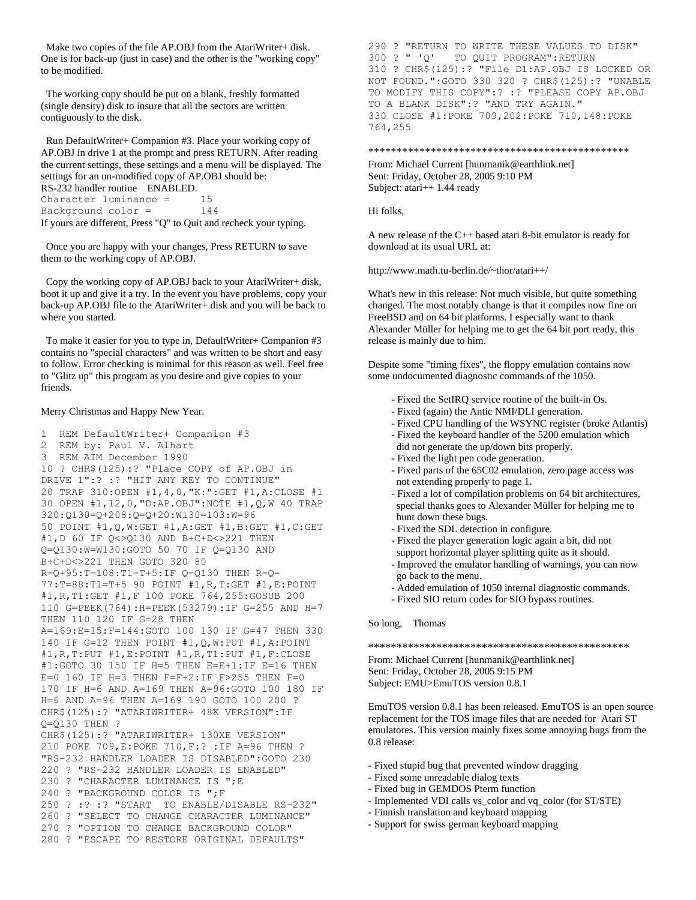Make two copies of the file AP.OBJ from the AtariWriter+ disk. One is for back-up (just in case) and the other is the "working copy" to be modified.

The working copy should be put on a blank, freshly formatted (single density) disk to insure that all the sectors are written contiguously to the disk.

Run DefaultWriter+ Companion #3. Place your working copy of AP.OBJ in drive 1 at the prompt and press RETURN. After reading the current settings, these settings and a menu will be displayed. The settings for an un-modified copy of AP.OBJ should be:

```
RS-232 handler routine    ENABLED.
Character luminance =      15
Background color =         144
```

If yours are different, Press "Q" to Quit and recheck your typing.

Once you are happy with your changes, Press RETURN to save them to the working copy of AP.OBJ.

Copy the working copy of AP.OBJ back to your AtariWriter+ disk, boot it up and give it a try. In the event you have problems, copy your back-up AP.OBJ file to the AtariWriter+ disk and you will be back to where you started.

To make it easier for you to type in, DefaultWriter+ Companion #3 contains no "special characters" and was written to be short and easy to follow. Error checking is minimal for this reason as well. Feel free to "Glitz up" this program as you desire and give copies to your friends.

Merry Christmas and Happy New Year.

```
1  REM DefaultWriter+ Companion #3
2  REM by: Paul V. Alhart
3  REM AIM December 1990
10 ? CHR$(125):? "Place COPY of AP.OBJ in
DRIVE 1":? :? "HIT ANY KEY TO CONTINUE"
20 TRAP 310:OPEN #1,4,0,"K:":GET #1,A:CLOSE #1
30 OPEN #1,12,0,"D:AP.OBJ":NOTE #1,Q,W 40 TRAP
320:Q130=Q+208:Q=Q+20:W130=103:W=96
50 POINT #1,Q,W:GET #1,A:GET #1,B:GET #1,C:GET
#1,D 60 IF Q<>Q130 AND B+C+D<>221 THEN
Q=Q130:W=W130:GOTO 50 70 IF Q=Q130 AND
B+C+D<>221 THEN GOTO 320 80
R=Q+95:T=108:T1=T+5:IF Q=Q130 THEN R=Q-
77:T=88:T1=T+5 90 POINT #1,R,T:GET #1,E:POINT
#1,R,T1:GET #1,F 100 POKE 764,255:GOSUB 200
110 G=PEEK(764):H=PEEK(53279):IF G=255 AND H=7
THEN 110 120 IF G=28 THEN
A=169:E=15:F=144:GOTO 100 130 IF G=47 THEN 330
140 IF G=12 THEN POINT #1,Q,W:PUT #1,A:POINT
#1,R,T:PUT #1,E:POINT #1,R,T1:PUT #1,F:CLOSE
#1:GOTO 30 150 IF H=5 THEN E=E+1:IF E=16 THEN
E=0 160 IF H=3 THEN F=F+2:IF F>255 THEN F=0
170 IF H=6 AND A=169 THEN A=96:GOTO 100 180 IF
H=6 AND A=96 THEN A=169 190 GOTO 100 200 ?
CHR$(125):? "ATARIWRITER+ 48K VERSION":IF
Q=Q130 THEN ?
CHR$(125):? "ATARIWRITER+ 130XE VERSION"
210 POKE 709,E:POKE 710,F:? :IF A=96 THEN ?
"RS-232 HANDLER LOADER IS DISABLED":GOTO 230
220 ? "RS-232 HANDLER LOADER IS ENABLED"
230 ? "CHARACTER LUMINANCE IS ";E
240 ? "BACKGROUND COLOR IS ";F
250 ? :? :? "START  TO ENABLE/DISABLE RS-232"
260 ? "SELECT TO CHANGE CHARACTER LUMINANCE"
270 ? "OPTION TO CHANGE BACKGROUND COLOR"
280 ? "ESCAPE TO RESTORE ORIGINAL DEFAULTS"
290 ? "RETURN TO WRITE THESE VALUES TO DISK"
300 ? " 'Q'   TO QUIT PROGRAM":RETURN
310 ? CHR$(125):? "File D1:AP.OBJ IS LOCKED OR
NOT FOUND.":GOTO 330 320 ? CHR$(125):? "UNABLE
TO MODIFY THIS COPY":? :? "PLEASE COPY AP.OBJ
TO A BLANK DISK":? "AND TRY AGAIN."
330 CLOSE #1:POKE 709,202:POKE 710,148:POKE
764,255
```

**********************************************

From: Michael Current [hunmanik@earthlink.net]
Sent: Friday, October 28, 2005 9:10 PM
Subject: atari++ 1.44 ready

Hi folks,

A new release of the C++ based atari 8-bit emulator is ready for download at its usual URL at:

http://www.math.tu-berlin.de/~thor/atari++/

What's new in this release: Not much visible, but quite something changed. The most notably change is that it compiles now fine on FreeBSD and on 64 bit platforms. I especially want to thank Alexander Müller for helping me to get the 64 bit port ready, this release is mainly due to him.

Despite some "timing fixes", the floppy emulation contains now some undocumented diagnostic commands of the 1050.

- Fixed the SetIRQ service routine of the built-in Os.
- Fixed (again) the Antic NMI/DLI generation.
- Fixed CPU handling of the WSYNC register (broke Atlantis)
- Fixed the keyboard handler of the 5200 emulation which did not generate the up/down bits properly.
- Fixed the light pen code generation.
- Fixed parts of the 65C02 emulation, zero page access was not extending properly to page 1.
- Fixed a lot of compilation problems on 64 bit architectures, special thanks goes to Alexander Müller for helping me to hunt down these bugs.
- Fixed the SDL detection in configure.
- Fixed the player generation logic again a bit, did not support horizontal player splitting quite as it should.
- Improved the emulator handling of warnings, you can now go back to the menu.
- Added emulation of 1050 internal diagnostic commands.
- Fixed SIO return codes for SIO bypass routines.

So long, Thomas

**********************************************

From: Michael Current [hunmanik@earthlink.net]
Sent: Friday, October 28, 2005 9:15 PM
Subject: EMU>EmuTOS version 0.8.1

EmuTOS version 0.8.1 has been released. EmuTOS is an open source replacement for the TOS image files that are needed for Atari ST emulatores. This version mainly fixes some annoying bugs from the 0.8 release:

- Fixed stupid bug that prevented window dragging
- Fixed some unreadable dialog texts
- Fixed bug in GEMDOS Pterm function
- Implemented VDI calls vs_color and vq_color (for ST/STE)
- Finnish translation and keyboard mapping
- Support for swiss german keyboard mapping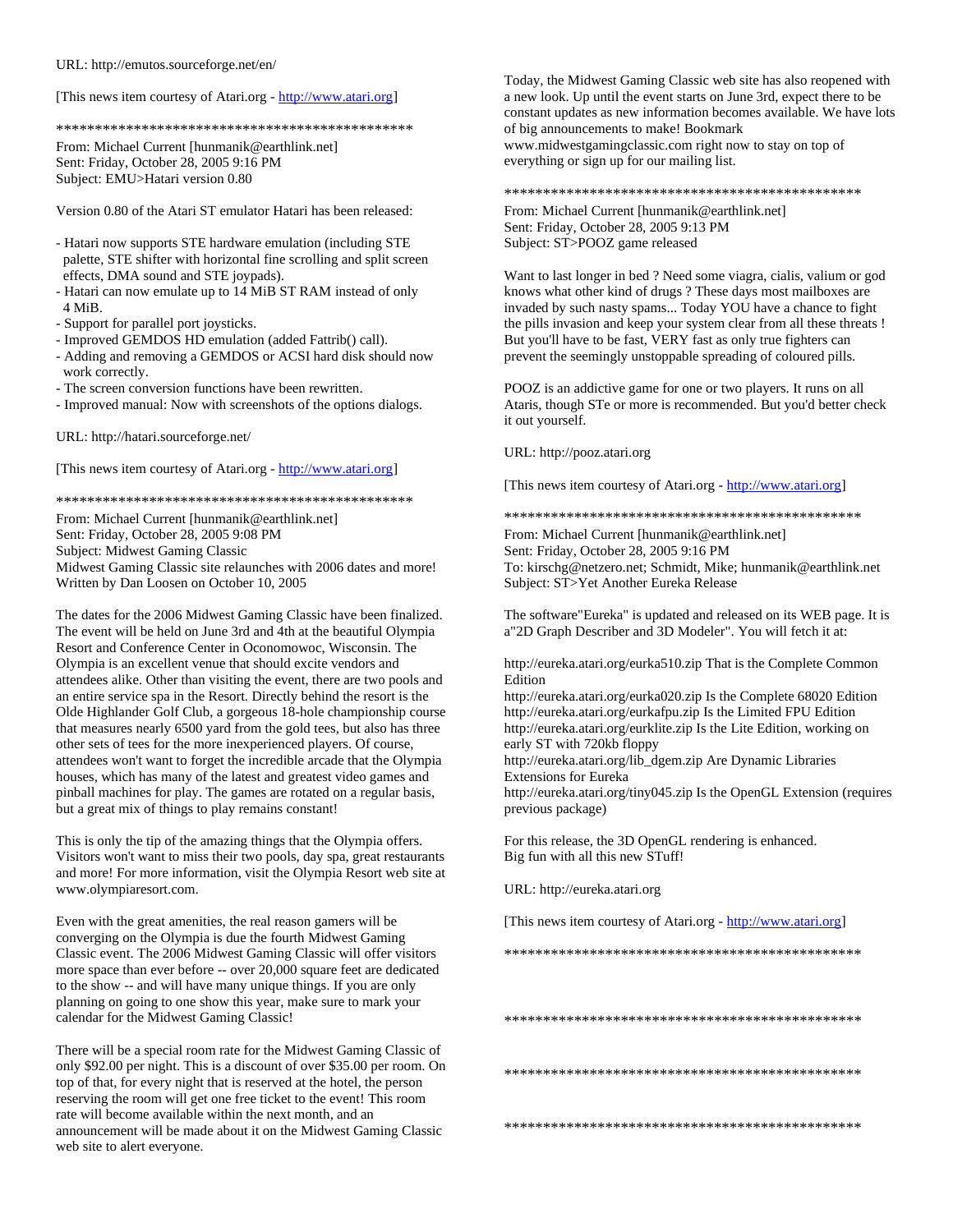URL: http://emutos.sourceforge.net/en/

[This news item courtesy of Atari.org - http://www.atari.org]

***********************************************

From: Michael Current [hunmanik@earthlink.net]
Sent: Friday, October 28, 2005 9:16 PM
Subject: EMU>Hatari version 0.80

Version 0.80 of the Atari ST emulator Hatari has been released:

- Hatari now supports STE hardware emulation (including STE palette, STE shifter with horizontal fine scrolling and split screen effects, DMA sound and STE joypads).
- Hatari can now emulate up to 14 MiB ST RAM instead of only 4 MiB.
- Support for parallel port joysticks.
- Improved GEMDOS HD emulation (added Fattrib() call).
- Adding and removing a GEMDOS or ACSI hard disk should now work correctly.
- The screen conversion functions have been rewritten.
- Improved manual: Now with screenshots of the options dialogs.

URL: http://hatari.sourceforge.net/

[This news item courtesy of Atari.org - http://www.atari.org]

***********************************************

From: Michael Current [hunmanik@earthlink.net]
Sent: Friday, October 28, 2005 9:08 PM
Subject: Midwest Gaming Classic
Midwest Gaming Classic site relaunches with 2006 dates and more!
Written by Dan Loosen on October 10, 2005

The dates for the 2006 Midwest Gaming Classic have been finalized. The event will be held on June 3rd and 4th at the beautiful Olympia Resort and Conference Center in Oconomowoc, Wisconsin. The Olympia is an excellent venue that should excite vendors and attendees alike. Other than visiting the event, there are two pools and an entire service spa in the Resort. Directly behind the resort is the Olde Highlander Golf Club, a gorgeous 18-hole championship course that measures nearly 6500 yard from the gold tees, but also has three other sets of tees for the more inexperienced players. Of course, attendees won't want to forget the incredible arcade that the Olympia houses, which has many of the latest and greatest video games and pinball machines for play. The games are rotated on a regular basis, but a great mix of things to play remains constant!

This is only the tip of the amazing things that the Olympia offers. Visitors won't want to miss their two pools, day spa, great restaurants and more! For more information, visit the Olympia Resort web site at www.olympiaresort.com.

Even with the great amenities, the real reason gamers will be converging on the Olympia is due the fourth Midwest Gaming Classic event. The 2006 Midwest Gaming Classic will offer visitors more space than ever before -- over 20,000 square feet are dedicated to the show -- and will have many unique things. If you are only planning on going to one show this year, make sure to mark your calendar for the Midwest Gaming Classic!

There will be a special room rate for the Midwest Gaming Classic of only $92.00 per night. This is a discount of over $35.00 per room. On top of that, for every night that is reserved at the hotel, the person reserving the room will get one free ticket to the event! This room rate will become available within the next month, and an announcement will be made about it on the Midwest Gaming Classic web site to alert everyone.

Today, the Midwest Gaming Classic web site has also reopened with a new look. Up until the event starts on June 3rd, expect there to be constant updates as new information becomes available. We have lots of big announcements to make! Bookmark www.midwestgamingclassic.com right now to stay on top of everything or sign up for our mailing list.

***********************************************

From: Michael Current [hunmanik@earthlink.net]
Sent: Friday, October 28, 2005 9:13 PM
Subject: ST>POOZ game released

Want to last longer in bed ? Need some viagra, cialis, valium or god knows what other kind of drugs ? These days most mailboxes are invaded by such nasty spams... Today YOU have a chance to fight the pills invasion and keep your system clear from all these threats ! But you'll have to be fast, VERY fast as only true fighters can prevent the seemingly unstoppable spreading of coloured pills.

POOZ is an addictive game for one or two players. It runs on all Ataris, though STe or more is recommended. But you'd better check it out yourself.

URL: http://pooz.atari.org

[This news item courtesy of Atari.org - http://www.atari.org]

***********************************************

From: Michael Current [hunmanik@earthlink.net]
Sent: Friday, October 28, 2005 9:16 PM
To: kirschg@netzero.net; Schmidt, Mike; hunmanik@earthlink.net
Subject: ST>Yet Another Eureka Release

The software"Eureka" is updated and released on its WEB page. It is a"2D Graph Describer and 3D Modeler". You will fetch it at:

http://eureka.atari.org/eurka510.zip That is the Complete Common Edition
http://eureka.atari.org/eurka020.zip Is the Complete 68020 Edition
http://eureka.atari.org/eurkafpu.zip Is the Limited FPU Edition
http://eureka.atari.org/eurklite.zip Is the Lite Edition, working on early ST with 720kb floppy
http://eureka.atari.org/lib_dgem.zip Are Dynamic Libraries Extensions for Eureka
http://eureka.atari.org/tiny045.zip Is the OpenGL Extension (requires previous package)

For this release, the 3D OpenGL rendering is enhanced.
Big fun with all this new STuff!

URL: http://eureka.atari.org

[This news item courtesy of Atari.org - http://www.atari.org]

***********************************************

***********************************************

***********************************************

***********************************************